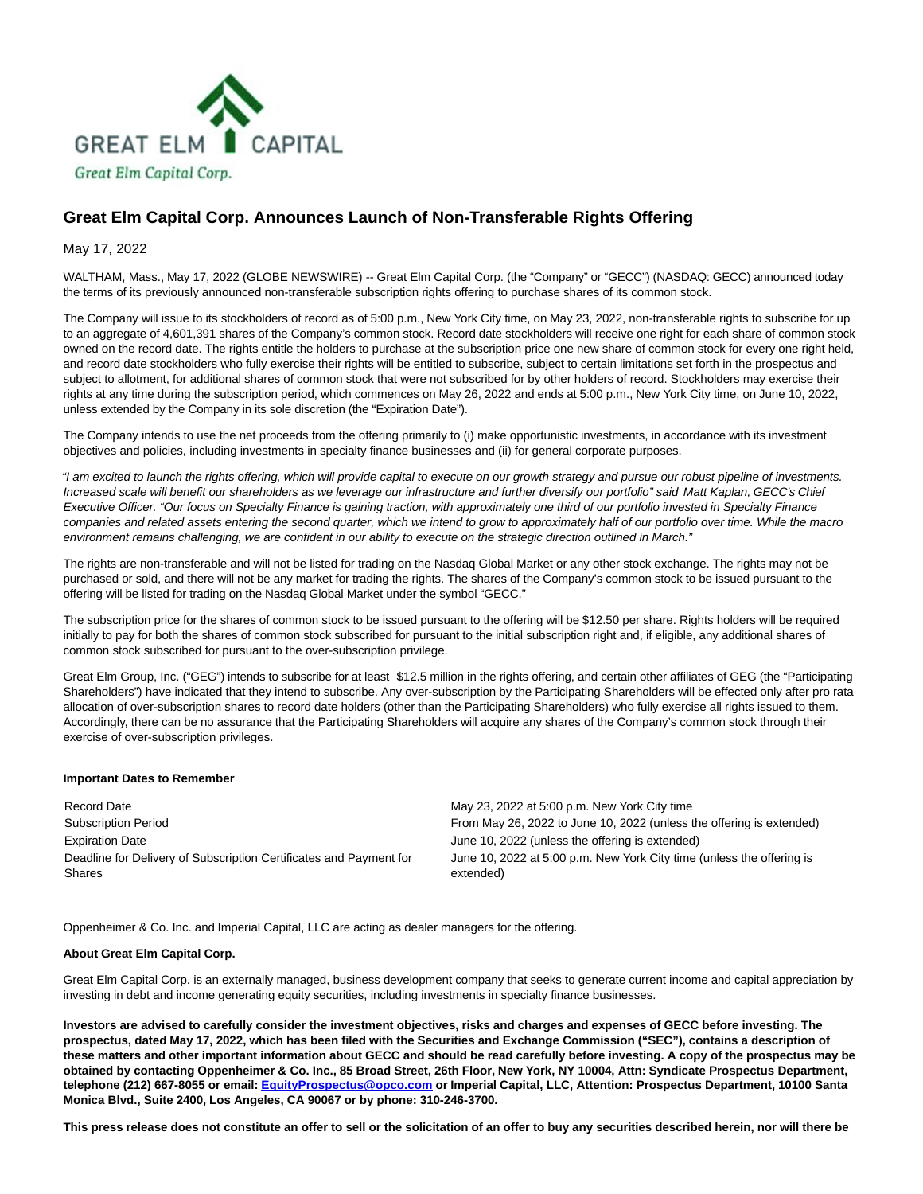GREAT ELM CAPITAL

Great Elm Capital Corp.

# Great Elm Capital Corp. Announces Launch of Non-Transferable Rights Offering

May 17, 2022

WALTHAM, Mass., May 17, 2022 (GLOBE NEWSWIRE) -- Great Elm Capital Corp. (the "Company" or "GECC") (NASDAQ: GECC) announced today the terms of its previously announced non-transferable subscription rights offering to purchase shares of its common stock.

The Company will issue to its stockholders of record as of 5:00 p.m., New York City time, on May 23, 2022, non-transferable rights to subscribe for up to an aggregate of 4,601,391 shares of the Company's common stock. Record date stockholders will receive one right for each share of common stock owned on the record date. The rights entitle the holders to purchase at the subscription price one new share of common stock for every one right held, and record date stockholders who fully exercise their rights will be entitled to subscribe, subject to certain limitations set forth in the prospectus and subject to allotment, for additional shares of common stock that were not subscribed for by other holders of record. Stockholders may exercise their rights at any time during the subscription period, which commences on May 26, 2022 and ends at 5:00 p.m., New York City time, on June 10, 2022, unless extended by the Company in its sole discretion (the "Expiration Date").

The Company intends to use the net proceeds from the offering primarily to (i) make opportunistic investments, in accordance with its investment objectives and policies, including investments in specialty finance businesses and (ii) for general corporate purposes.

*"I am excited to launch the rights offering, which will provide capital to execute on our growth strategy and pursue our robust pipeline of investments. Increased scale will benefit our shareholders as we leverage our infrastructure and further diversify our portfolio" said Matt Kaplan, GECC's Chief Executive Officer. "Our focus on Specialty Finance is gaining traction, with approximately one third of our portfolio invested in Specialty Finance companies and related assets entering the second quarter, which we intend to grow to approximately half of our portfolio over time. While the macro environment remains challenging, we are confident in our ability to execute on the strategic direction outlined in March."*

The rights are non-transferable and will not be listed for trading on the Nasdaq Global Market or any other stock exchange. The rights may not be purchased or sold, and there will not be any market for trading the rights. The shares of the Company's common stock to be issued pursuant to the offering will be listed for trading on the Nasdaq Global Market under the symbol "GECC."

The subscription price for the shares of common stock to be issued pursuant to the offering will be $12.50 per share. Rights holders will be required initially to pay for both the shares of common stock subscribed for pursuant to the initial subscription right and, if eligible, any additional shares of common stock subscribed for pursuant to the over-subscription privilege.

Great Elm Group, Inc. ("GEG") intends to subscribe for at least $12.5 million in the rights offering, and certain other affiliates of GEG (the "Participating Shareholders") have indicated that they intend to subscribe. Any over-subscription by the Participating Shareholders will be effected only after pro rata allocation of over-subscription shares to record date holders (other than the Participating Shareholders) who fully exercise all rights issued to them. Accordingly, there can be no assurance that the Participating Shareholders will acquire any shares of the Company's common stock through their exercise of over-subscription privileges.

**Important Dates to Remember**

| | |
|---|---|
| Record Date | May 23, 2022 at 5:00 p.m. New York City time |
| Subscription Period | From May 26, 2022 to June 10, 2022 (unless the offering is extended) |
| Expiration Date | June 10, 2022 (unless the offering is extended) |
| Deadline for Delivery of Subscription Certificates and Payment for Shares | June 10, 2022 at 5:00 p.m. New York City time (unless the offering is extended) |

Oppenheimer & Co. Inc. and Imperial Capital, LLC are acting as dealer managers for the offering.

**About Great Elm Capital Corp.**

Great Elm Capital Corp. is an externally managed, business development company that seeks to generate current income and capital appreciation by investing in debt and income generating equity securities, including investments in specialty finance businesses.

**Investors are advised to carefully consider the investment objectives, risks and charges and expenses of GECC before investing. The prospectus, dated May 17, 2022, which has been filed with the Securities and Exchange Commission ("SEC"), contains a description of these matters and other important information about GECC and should be read carefully before investing. A copy of the prospectus may be obtained by contacting Oppenheimer & Co. Inc., 85 Broad Street, 26th Floor, New York, NY 10004, Attn: Syndicate Prospectus Department, telephone (212) 667-8055 or email: EquityProspectus@opco.com or Imperial Capital, LLC, Attention: Prospectus Department, 10100 Santa Monica Blvd., Suite 2400, Los Angeles, CA 90067 or by phone: 310-246-3700.**

**This press release does not constitute an offer to sell or the solicitation of an offer to buy any securities described herein, nor will there be**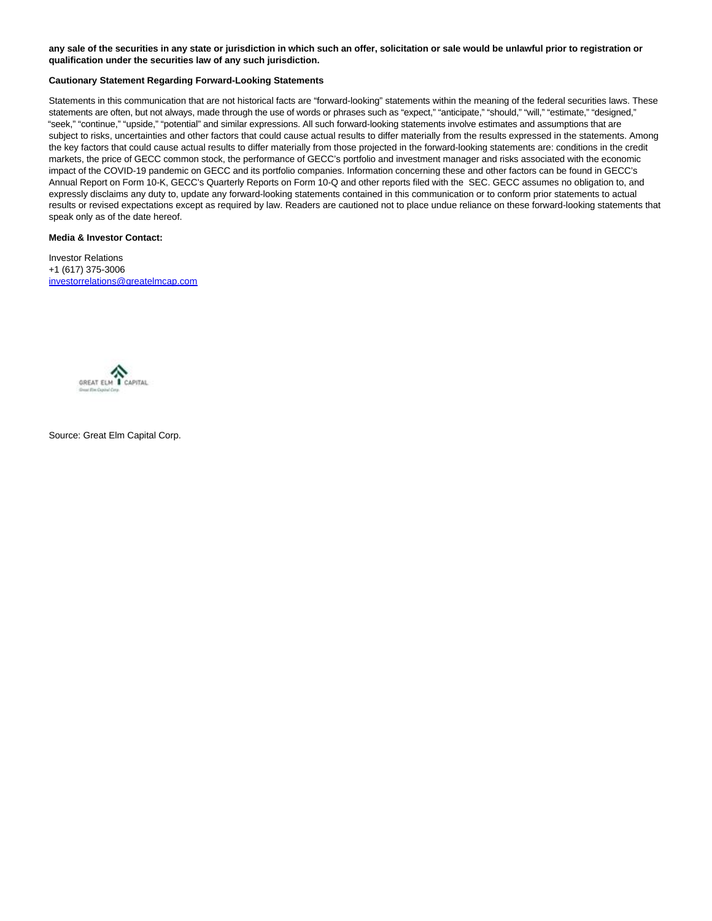**any sale of the securities in any state or jurisdiction in which such an offer, solicitation or sale would be unlawful prior to registration or qualification under the securities law of any such jurisdiction.**

**Cautionary Statement Regarding Forward-Looking Statements**

Statements in this communication that are not historical facts are "forward-looking" statements within the meaning of the federal securities laws. These statements are often, but not always, made through the use of words or phrases such as "expect," "anticipate," "should," "will," "estimate," "designed," "seek," "continue," "upside," "potential" and similar expressions. All such forward-looking statements involve estimates and assumptions that are subject to risks, uncertainties and other factors that could cause actual results to differ materially from the results expressed in the statements. Among the key factors that could cause actual results to differ materially from those projected in the forward-looking statements are: conditions in the credit markets, the price of GECC common stock, the performance of GECC's portfolio and investment manager and risks associated with the economic impact of the COVID-19 pandemic on GECC and its portfolio companies. Information concerning these and other factors can be found in GECC's Annual Report on Form 10-K, GECC's Quarterly Reports on Form 10-Q and other reports filed with the SEC. GECC assumes no obligation to, and expressly disclaims any duty to, update any forward-looking statements contained in this communication or to conform prior statements to actual results or revised expectations except as required by law. Readers are cautioned not to place undue reliance on these forward-looking statements that speak only as of the date hereof.

**Media & Investor Contact:**

Investor Relations
+1 (617) 375-3006
investorrelations@greatelmcap.com

Source: Great Elm Capital Corp.